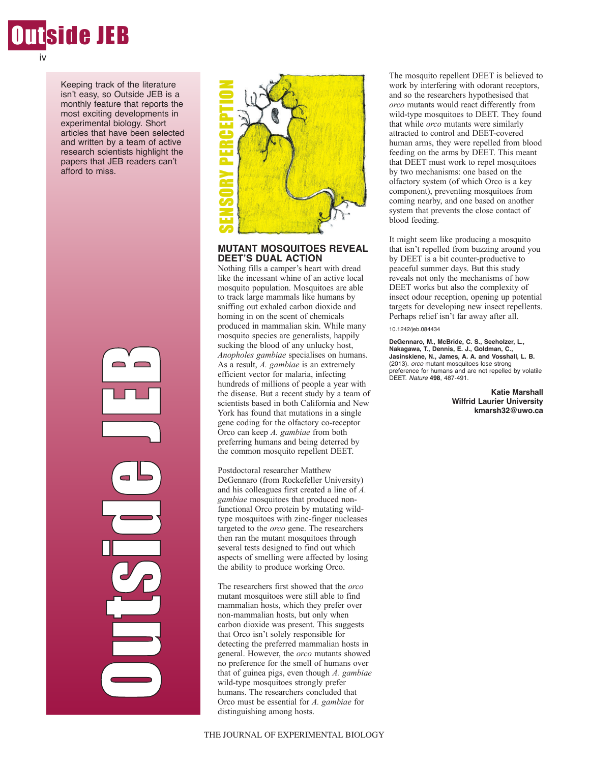# Outside JEB

Keeping track of the literature isn't easy, so Outside JEB is a monthly feature that reports the most exciting developments in experimental biology. Short articles that have been selected and written by a team of active research scientists highlight the papers that JEB readers can't afford to miss.

## SENSORY PERCEPTION

### MUTANT MOSQUITOES REVEAL DEET'S DUAL ACTION

Nothing fills a camper's heart with dread like the incessant whine of an active local mosquito population. Mosquitoes are able to track large mammals like humans by sniffing out exhaled carbon dioxide and homing in on the scent of chemicals produced in mammalian skin. While many mosquito species are generalists, happily sucking the blood of any unlucky host, *Anopholes gambiae* specialises on humans. As a result, *A. gambiae* is an extremely efficient vector for malaria, infecting hundreds of millions of people a year with the disease. But a recent study by a team of scientists based in both California and New York has found that mutations in a single gene coding for the olfactory co-receptor Orco can keep *A. gambiae* from both preferring humans and being deterred by the common mosquito repellent DEET.

Postdoctoral researcher Matthew DeGennaro (from Rockefeller University) and his colleagues first created a line of *A. gambiae* mosquitoes that produced non-functional Orco protein by mutating wild-type mosquitoes with zinc-finger nucleases targeted to the *orco* gene. The researchers then ran the mutant mosquitoes through several tests designed to find out which aspects of smelling were affected by losing the ability to produce working Orco.

The researchers first showed that the *orco* mutant mosquitoes were still able to find mammalian hosts, which they prefer over non-mammalian hosts, but only when carbon dioxide was present. This suggests that Orco isn't solely responsible for detecting the preferred mammalian hosts in general. However, the *orco* mutants showed no preference for the smell of humans over that of guinea pigs, even though *A. gambiae* wild-type mosquitoes strongly prefer humans. The researchers concluded that Orco must be essential for *A. gambiae* for distinguishing among hosts.

The mosquito repellent DEET is believed to work by interfering with odorant receptors, and so the researchers hypothesised that *orco* mutants would react differently from wild-type mosquitoes to DEET. They found that while *orco* mutants were similarly attracted to control and DEET-covered human arms, they were repelled from blood feeding on the arms by DEET. This meant that DEET must work to repel mosquitoes by two mechanisms: one based on the olfactory system (of which Orco is a key component), preventing mosquitoes from coming nearby, and one based on another system that prevents the close contact of blood feeding.

It might seem like producing a mosquito that isn't repelled from buzzing around you by DEET is a bit counter-productive to peaceful summer days. But this study reveals not only the mechanisms of how DEET works but also the complexity of insect odour reception, opening up potential targets for developing new insect repellents. Perhaps relief isn't far away after all.

10.1242/jeb.084434

**DeGennaro, M., McBride, C. S., Seeholzer, L., Nakagawa, T., Dennis, E. J., Goldman, C., Jasinskiene, N., James, A. A. and Vosshall, L. B.** (2013). *orco* mutant mosquitoes lose strong preference for humans and are not repelled by volatile DEET. *Nature* **498**, 487-491.

**Katie Marshall**
**Wilfrid Laurier University**
**kmarsh32@uwo.ca**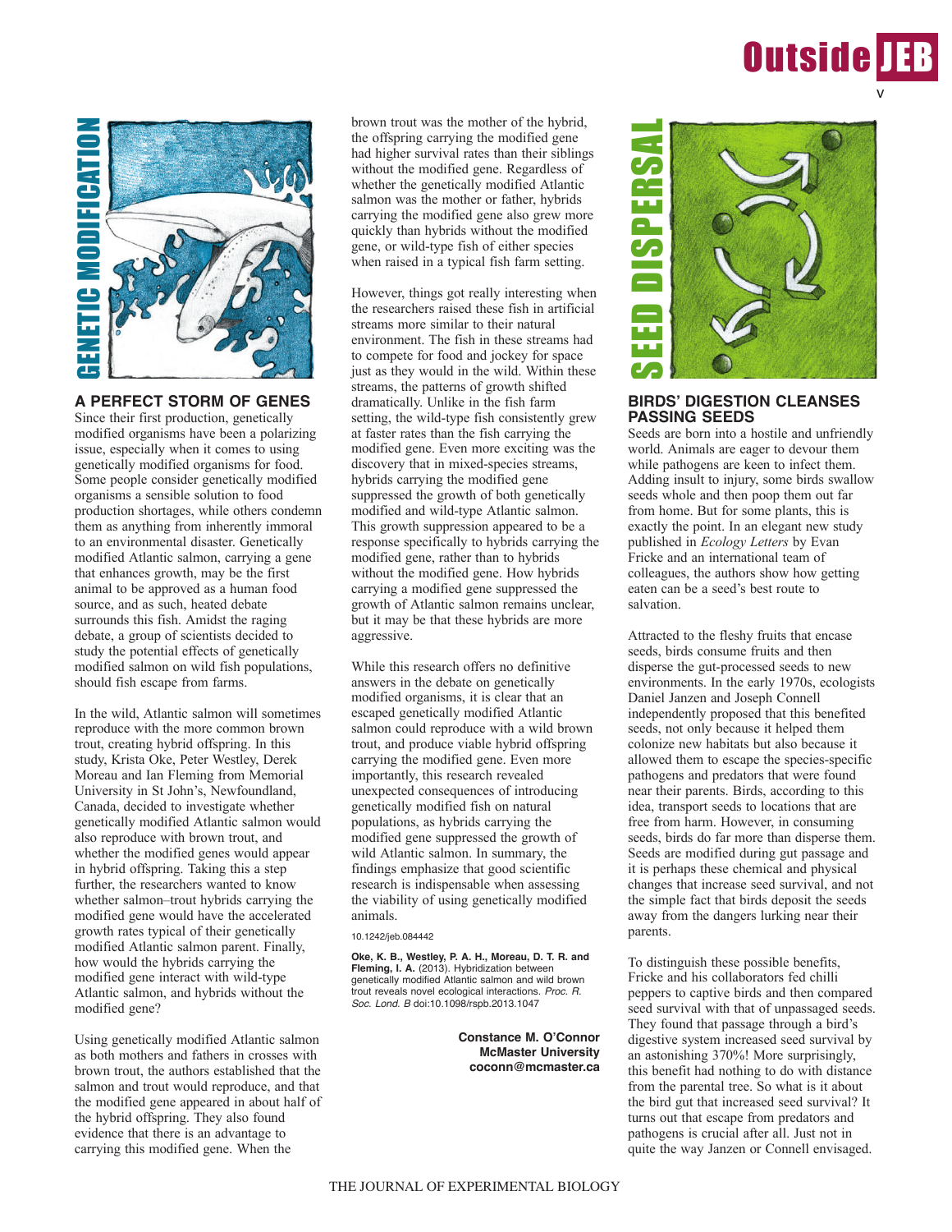GENETIC MODIFICATION

## A PERFECT STORM OF GENES

Since their first production, genetically modified organisms have been a polarizing issue, especially when it comes to using genetically modified organisms for food. Some people consider genetically modified organisms a sensible solution to food production shortages, while others condemn them as anything from inherently immoral to an environmental disaster. Genetically modified Atlantic salmon, carrying a gene that enhances growth, may be the first animal to be approved as a human food source, and as such, heated debate surrounds this fish. Amidst the raging debate, a group of scientists decided to study the potential effects of genetically modified salmon on wild fish populations, should fish escape from farms.

In the wild, Atlantic salmon will sometimes reproduce with the more common brown trout, creating hybrid offspring. In this study, Krista Oke, Peter Westley, Derek Moreau and Ian Fleming from Memorial University in St John's, Newfoundland, Canada, decided to investigate whether genetically modified Atlantic salmon would also reproduce with brown trout, and whether the modified genes would appear in hybrid offspring. Taking this a step further, the researchers wanted to know whether salmon–trout hybrids carrying the modified gene would have the accelerated growth rates typical of their genetically modified Atlantic salmon parent. Finally, how would the hybrids carrying the modified gene interact with wild-type Atlantic salmon, and hybrids without the modified gene?

Using genetically modified Atlantic salmon as both mothers and fathers in crosses with brown trout, the authors established that the salmon and trout would reproduce, and that the modified gene appeared in about half of the hybrid offspring. They also found evidence that there is an advantage to carrying this modified gene. When the brown trout was the mother of the hybrid, the offspring carrying the modified gene had higher survival rates than their siblings without the modified gene. Regardless of whether the genetically modified Atlantic salmon was the mother or father, hybrids carrying the modified gene also grew more quickly than hybrids without the modified gene, or wild-type fish of either species when raised in a typical fish farm setting.

However, things got really interesting when the researchers raised these fish in artificial streams more similar to their natural environment. The fish in these streams had to compete for food and jockey for space just as they would in the wild. Within these streams, the patterns of growth shifted dramatically. Unlike in the fish farm setting, the wild-type fish consistently grew at faster rates than the fish carrying the modified gene. Even more exciting was the discovery that in mixed-species streams, hybrids carrying the modified gene suppressed the growth of both genetically modified and wild-type Atlantic salmon. This growth suppression appeared to be a response specifically to hybrids carrying the modified gene, rather than to hybrids without the modified gene. How hybrids carrying a modified gene suppressed the growth of Atlantic salmon remains unclear, but it may be that these hybrids are more aggressive.

While this research offers no definitive answers in the debate on genetically modified organisms, it is clear that an escaped genetically modified Atlantic salmon could reproduce with a wild brown trout, and produce viable hybrid offspring carrying the modified gene. Even more importantly, this research revealed unexpected consequences of introducing genetically modified fish on natural populations, as hybrids carrying the modified gene suppressed the growth of wild Atlantic salmon. In summary, the findings emphasize that good scientific research is indispensable when assessing the viability of using genetically modified animals.

10.1242/jeb.084442

**Oke, K. B., Westley, P. A. H., Moreau, D. T. R. and Fleming, I. A.** (2013). Hybridization between genetically modified Atlantic salmon and wild brown trout reveals novel ecological interactions. *Proc. R. Soc. Lond. B* doi:10.1098/rspb.2013.1047

**Constance M. O'Connor**
**McMaster University**
**coconn@mcmaster.ca**

SEED DISPERSAL

## BIRDS' DIGESTION CLEANSES PASSING SEEDS

Seeds are born into a hostile and unfriendly world. Animals are eager to devour them while pathogens are keen to infect them. Adding insult to injury, some birds swallow seeds whole and then poop them out far from home. But for some plants, this is exactly the point. In an elegant new study published in *Ecology Letters* by Evan Fricke and an international team of colleagues, the authors show how getting eaten can be a seed's best route to salvation.

Attracted to the fleshy fruits that encase seeds, birds consume fruits and then disperse the gut-processed seeds to new environments. In the early 1970s, ecologists Daniel Janzen and Joseph Connell independently proposed that this benefited seeds, not only because it helped them colonize new habitats but also because it allowed them to escape the species-specific pathogens and predators that were found near their parents. Birds, according to this idea, transport seeds to locations that are free from harm. However, in consuming seeds, birds do far more than disperse them. Seeds are modified during gut passage and it is perhaps these chemical and physical changes that increase seed survival, and not the simple fact that birds deposit the seeds away from the dangers lurking near their parents.

To distinguish these possible benefits, Fricke and his collaborators fed chilli peppers to captive birds and then compared seed survival with that of unpassaged seeds. They found that passage through a bird's digestive system increased seed survival by an astonishing 370%! More surprisingly, this benefit had nothing to do with distance from the parental tree. So what is it about the bird gut that increased seed survival? It turns out that escape from predators and pathogens is crucial after all. Just not in quite the way Janzen or Connell envisaged.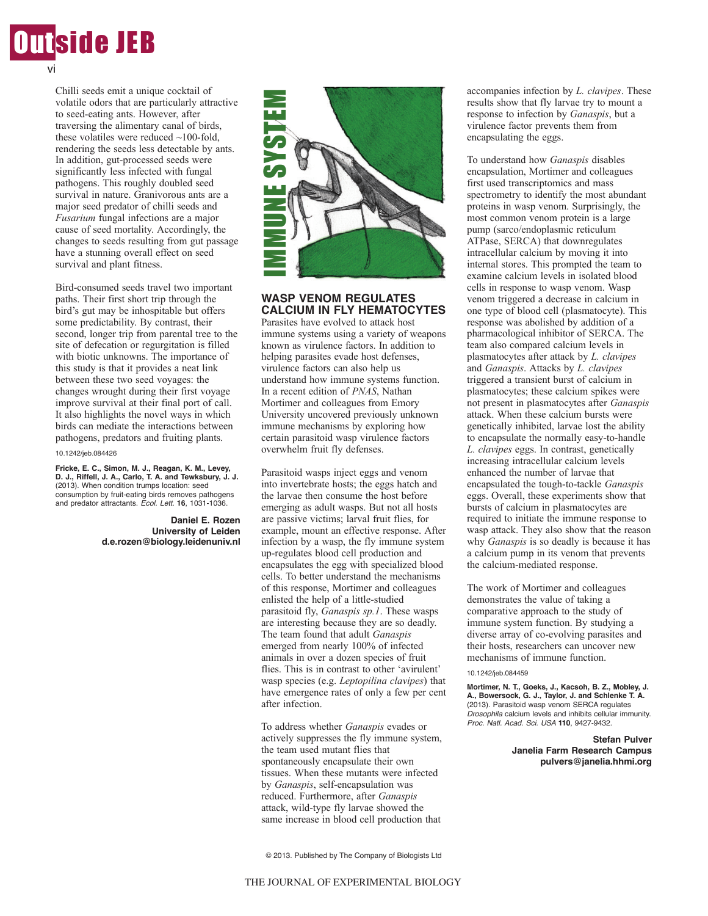Chilli seeds emit a unique cocktail of volatile odors that are particularly attractive to seed-eating ants. However, after traversing the alimentary canal of birds, these volatiles were reduced ~100-fold, rendering the seeds less detectable by ants. In addition, gut-processed seeds were significantly less infected with fungal pathogens. This roughly doubled seed survival in nature. Granivorous ants are a major seed predator of chilli seeds and *Fusarium* fungal infections are a major cause of seed mortality. Accordingly, the changes to seeds resulting from gut passage have a stunning overall effect on seed survival and plant fitness.

Bird-consumed seeds travel two important paths. Their first short trip through the bird's gut may be inhospitable but offers some predictability. By contrast, their second, longer trip from parental tree to the site of defecation or regurgitation is filled with biotic unknowns. The importance of this study is that it provides a neat link between these two seed voyages: the changes wrought during their first voyage improve survival at their final port of call. It also highlights the novel ways in which birds can mediate the interactions between pathogens, predators and fruiting plants.

10.1242/jeb.084426

**Fricke, E. C., Simon, M. J., Reagan, K. M., Levey, D. J., Riffell, J. A., Carlo, T. A. and Tewksbury, J. J.** (2013). When condition trumps location: seed consumption by fruit-eating birds removes pathogens and predator attractants. *Ecol. Lett.* **16**, 1031-1036.

**Daniel E. Rozen**
**University of Leiden**
**d.e.rozen@biology.leidenuniv.nl**

IMMUNE SYSTEM

## WASP VENOM REGULATES CALCIUM IN FLY HEMATOCYTES

Parasites have evolved to attack host immune systems using a variety of weapons known as virulence factors. In addition to helping parasites evade host defenses, virulence factors can also help us understand how immune systems function. In a recent edition of *PNAS*, Nathan Mortimer and colleagues from Emory University uncovered previously unknown immune mechanisms by exploring how certain parasitoid wasp virulence factors overwhelm fruit fly defenses.

Parasitoid wasps inject eggs and venom into invertebrate hosts; the eggs hatch and the larvae then consume the host before emerging as adult wasps. But not all hosts are passive victims; larval fruit flies, for example, mount an effective response. After infection by a wasp, the fly immune system up-regulates blood cell production and encapsulates the egg with specialized blood cells. To better understand the mechanisms of this response, Mortimer and colleagues enlisted the help of a little-studied parasitoid fly, *Ganaspis sp.1*. These wasps are interesting because they are so deadly. The team found that adult *Ganaspis* emerged from nearly 100% of infected animals in over a dozen species of fruit flies. This is in contrast to other 'avirulent' wasp species (e.g. *Leptopilina clavipes*) that have emergence rates of only a few per cent after infection.

To address whether *Ganaspis* evades or actively suppresses the fly immune system, the team used mutant flies that spontaneously encapsulate their own tissues. When these mutants were infected by *Ganaspis*, self-encapsulation was reduced. Furthermore, after *Ganaspis* attack, wild-type fly larvae showed the same increase in blood cell production that accompanies infection by *L. clavipes*. These results show that fly larvae try to mount a response to infection by *Ganaspis*, but a virulence factor prevents them from encapsulating the eggs.

To understand how *Ganaspis* disables encapsulation, Mortimer and colleagues first used transcriptomics and mass spectrometry to identify the most abundant proteins in wasp venom. Surprisingly, the most common venom protein is a large pump (sarco/endoplasmic reticulum ATPase, SERCA) that downregulates intracellular calcium by moving it into internal stores. This prompted the team to examine calcium levels in isolated blood cells in response to wasp venom. Wasp venom triggered a decrease in calcium in one type of blood cell (plasmatocyte). This response was abolished by addition of a pharmacological inhibitor of SERCA. The team also compared calcium levels in plasmatocytes after attack by *L. clavipes* and *Ganaspis*. Attacks by *L. clavipes* triggered a transient burst of calcium in plasmatocytes; these calcium spikes were not present in plasmatocytes after *Ganaspis* attack. When these calcium bursts were genetically inhibited, larvae lost the ability to encapsulate the normally easy-to-handle *L. clavipes* eggs. In contrast, genetically increasing intracellular calcium levels enhanced the number of larvae that encapsulated the tough-to-tackle *Ganaspis* eggs. Overall, these experiments show that bursts of calcium in plasmatocytes are required to initiate the immune response to wasp attack. They also show that the reason why *Ganaspis* is so deadly is because it has a calcium pump in its venom that prevents the calcium-mediated response.

The work of Mortimer and colleagues demonstrates the value of taking a comparative approach to the study of immune system function. By studying a diverse array of co-evolving parasites and their hosts, researchers can uncover new mechanisms of immune function.

10.1242/jeb.084459

**Mortimer, N. T., Goeks, J., Kacsoh, B. Z., Mobley, J. A., Bowersock, G. J., Taylor, J. and Schlenke T. A.** (2013). Parasitoid wasp venom SERCA regulates *Drosophila* calcium levels and inhibits cellular immunity. *Proc. Natl. Acad. Sci. USA* **110**, 9427-9432.

**Stefan Pulver**
**Janelia Farm Research Campus**
**pulvers@janelia.hhmi.org**

© 2013. Published by The Company of Biologists Ltd